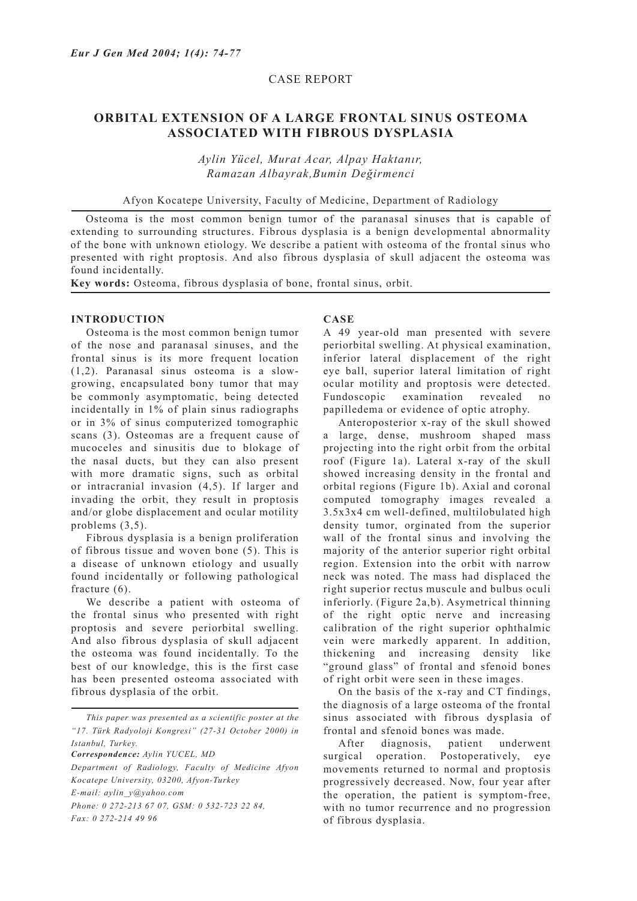CASE REPORT

# ORBITAL EXTENSION OF A LARGE FRONTAL SINUS OSTEOMA ASSOCIATED WITH FIBROUS DYSPLASIA

*Aylin Yücel, Murat Acar, Alpay Haktanır, Ramazan Albayrak,Bumin Değirmenci*

Afyon Kocatepe University, Faculty of Medicine, Department of Radiology

Osteoma is the most common benign tumor of the paranasal sinuses that is capable of extending to surrounding structures. Fibrous dysplasia is a benign developmental abnormality of the bone with unknown etiology. We describe a patient with osteoma of the frontal sinus who presented with right proptosis. And also fibrous dysplasia of skull adjacent the osteoma was found incidentally.

**Key words:** Osteoma, fibrous dysplasia of bone, frontal sinus, orbit.

## INTRODUCTION

Osteoma is the most common benign tumor of the nose and paranasal sinuses, and the frontal sinus is its more frequent location (1,2). Paranasal sinus osteoma is a slow-growing, encapsulated bony tumor that may be commonly asymptomatic, being detected incidentally in 1% of plain sinus radiographs or in 3% of sinus computerized tomographic scans (3). Osteomas are a frequent cause of mucoceles and sinusitis due to blokage of the nasal ducts, but they can also present with more dramatic signs, such as orbital or intracranial invasion (4,5). If larger and invading the orbit, they result in proptosis and/or globe displacement and ocular motility problems (3,5).

Fibrous dysplasia is a benign proliferation of fibrous tissue and woven bone (5). This is a disease of unknown etiology and usually found incidentally or following pathological fracture (6).

We describe a patient with osteoma of the frontal sinus who presented with right proptosis and severe periorbital swelling. And also fibrous dysplasia of skull adjacent the osteoma was found incidentally. To the best of our knowledge, this is the first case has been presented osteoma associated with fibrous dysplasia of the orbit.

*This paper was presented as a scientific poster at the "17. Türk Radyoloji Kongresi" (27-31 October 2000) in Istanbul, Turkey.*

***Correspondence:** Aylin YUCEL, MD*

*Department of Radiology, Faculty of Medicine Afyon Kocatepe University, 03200, Afyon-Turkey*

*E-mail: aylin_y@yahoo.com*

*Phone: 0 272-213 67 07, GSM: 0 532-723 22 84,*

*Fax: 0 272-214 49 96*

## CASE

A 49 year-old man presented with severe periorbital swelling. At physical examination, inferior lateral displacement of the right eye ball, superior lateral limitation of right ocular motility and proptosis were detected. Fundoscopic examination revealed no papilledema or evidence of optic atrophy.

Anteroposterior x-ray of the skull showed a large, dense, mushroom shaped mass projecting into the right orbit from the orbital roof (Figure 1a). Lateral x-ray of the skull showed increasing density in the frontal and orbital regions (Figure 1b). Axial and coronal computed tomography images revealed a 3.5x3x4 cm well-defined, multilobulated high density tumor, orginated from the superior wall of the frontal sinus and involving the majority of the anterior superior right orbital region. Extension into the orbit with narrow neck was noted. The mass had displaced the right superior rectus muscule and bulbus oculi inferiorly. (Figure 2a,b). Asymetrical thinning of the right optic nerve and increasing calibration of the right superior ophthalmic vein were markedly apparent. In addition, thickening and increasing density like "ground glass" of frontal and sfenoid bones of right orbit were seen in these images.

On the basis of the x-ray and CT findings, the diagnosis of a large osteoma of the frontal sinus associated with fibrous dysplasia of frontal and sfenoid bones was made.

After diagnosis, patient underwent surgical operation. Postoperatively, eye movements returned to normal and proptosis progressively decreased. Now, four year after the operation, the patient is symptom-free, with no tumor recurrence and no progression of fibrous dysplasia.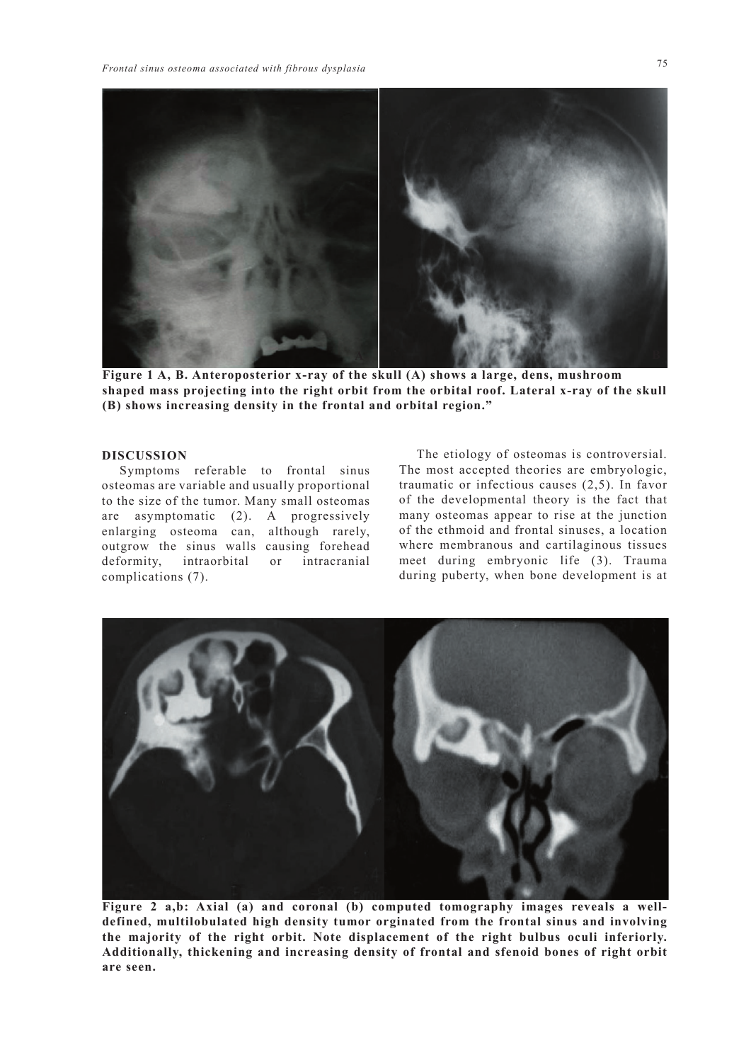**Figure 1 A, B. Anteroposterior x-ray of the skull (A) shows a large, dens, mushroom shaped mass projecting into the right orbit from the orbital roof. Lateral x-ray of the skull (B) shows increasing density in the frontal and orbital region."**

## DISCUSSION

Symptoms referable to frontal sinus osteomas are variable and usually proportional to the size of the tumor. Many small osteomas are asymptomatic (2). A progressively enlarging osteoma can, although rarely, outgrow the sinus walls causing forehead deformity, intraorbital or intracranial complications (7).

The etiology of osteomas is controversial. The most accepted theories are embryologic, traumatic or infectious causes (2,5). In favor of the developmental theory is the fact that many osteomas appear to rise at the junction of the ethmoid and frontal sinuses, a location where membranous and cartilaginous tissues meet during embryonic life (3). Trauma during puberty, when bone development is at

**Figure 2 a,b: Axial (a) and coronal (b) computed tomography images reveals a well-defined, multilobulated high density tumor orginated from the frontal sinus and involving the majority of the right orbit. Note displacement of the right bulbus oculi inferiorly. Additionally, thickening and increasing density of frontal and sfenoid bones of right orbit are seen.**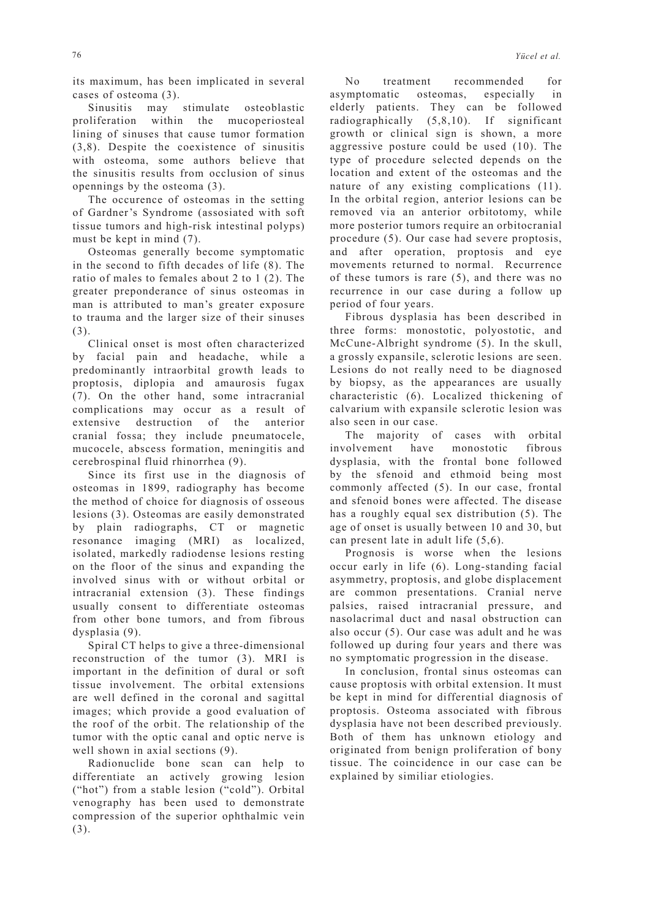its maximum, has been implicated in several cases of osteoma (3).

Sinusitis may stimulate osteoblastic proliferation within the mucoperiosteal lining of sinuses that cause tumor formation (3,8). Despite the coexistence of sinusitis with osteoma, some authors believe that the sinusitis results from occlusion of sinus opennings by the osteoma (3).

The occurence of osteomas in the setting of Gardner's Syndrome (assosiated with soft tissue tumors and high-risk intestinal polyps) must be kept in mind (7).

Osteomas generally become symptomatic in the second to fifth decades of life (8). The ratio of males to females about 2 to 1 (2). The greater preponderance of sinus osteomas in man is attributed to man's greater exposure to trauma and the larger size of their sinuses (3).

Clinical onset is most often characterized by facial pain and headache, while a predominantly intraorbital growth leads to proptosis, diplopia and amaurosis fugax (7). On the other hand, some intracranial complications may occur as a result of extensive destruction of the anterior cranial fossa; they include pneumatocele, mucocele, abscess formation, meningitis and cerebrospinal fluid rhinorrhea (9).

Since its first use in the diagnosis of osteomas in 1899, radiography has become the method of choice for diagnosis of osseous lesions (3). Osteomas are easily demonstrated by plain radiographs, CT or magnetic resonance imaging (MRI) as localized, isolated, markedly radiodense lesions resting on the floor of the sinus and expanding the involved sinus with or without orbital or intracranial extension (3). These findings usually consent to differentiate osteomas from other bone tumors, and from fibrous dysplasia (9).

Spiral CT helps to give a three-dimensional reconstruction of the tumor (3). MRI is important in the definition of dural or soft tissue involvement. The orbital extensions are well defined in the coronal and sagittal images; which provide a good evaluation of the roof of the orbit. The relationship of the tumor with the optic canal and optic nerve is well shown in axial sections (9).

Radionuclide bone scan can help to differentiate an actively growing lesion ("hot") from a stable lesion ("cold"). Orbital venography has been used to demonstrate compression of the superior ophthalmic vein (3).

No treatment recommended for asymptomatic osteomas, especially in elderly patients. They can be followed radiographically (5,8,10). If significant growth or clinical sign is shown, a more aggressive posture could be used (10). The type of procedure selected depends on the location and extent of the osteomas and the nature of any existing complications (11). In the orbital region, anterior lesions can be removed via an anterior orbitotomy, while more posterior tumors require an orbitocranial procedure (5). Our case had severe proptosis, and after operation, proptosis and eye movements returned to normal. Recurrence of these tumors is rare (5), and there was no recurrence in our case during a follow up period of four years.

Fibrous dysplasia has been described in three forms: monostotic, polyostotic, and McCune-Albright syndrome (5). In the skull, a grossly expansile, sclerotic lesions are seen. Lesions do not really need to be diagnosed by biopsy, as the appearances are usually characteristic (6). Localized thickening of calvarium with expansile sclerotic lesion was also seen in our case.

The majority of cases with orbital involvement have monostotic fibrous dysplasia, with the frontal bone followed by the sfenoid and ethmoid being most commonly affected (5). In our case, frontal and sfenoid bones were affected. The disease has a roughly equal sex distribution (5). The age of onset is usually between 10 and 30, but can present late in adult life (5,6).

Prognosis is worse when the lesions occur early in life (6). Long-standing facial asymmetry, proptosis, and globe displacement are common presentations. Cranial nerve palsies, raised intracranial pressure, and nasolacrimal duct and nasal obstruction can also occur (5). Our case was adult and he was followed up during four years and there was no symptomatic progression in the disease.

In conclusion, frontal sinus osteomas can cause proptosis with orbital extension. It must be kept in mind for differential diagnosis of proptosis. Osteoma associated with fibrous dysplasia have not been described previously. Both of them has unknown etiology and originated from benign proliferation of bony tissue. The coincidence in our case can be explained by similiar etiologies.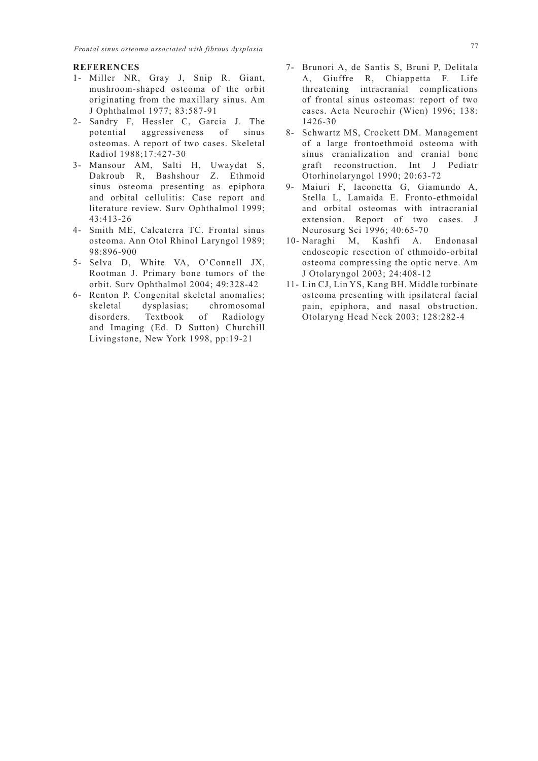## REFERENCES

1- Miller NR, Gray J, Snip R. Giant, mushroom-shaped osteoma of the orbit originating from the maxillary sinus. Am J Ophthalmol 1977; 83:587-91

2- Sandry F, Hessler C, Garcia J. The potential aggressiveness of sinus osteomas. A report of two cases. Skeletal Radiol 1988;17:427-30

3- Mansour AM, Salti H, Uwaydat S, Dakroub R, Bashshour Z. Ethmoid sinus osteoma presenting as epiphora and orbital cellulitis: Case report and literature review. Surv Ophthalmol 1999; 43:413-26

4- Smith ME, Calcaterra TC. Frontal sinus osteoma. Ann Otol Rhinol Laryngol 1989; 98:896-900

5- Selva D, White VA, O'Connell JX, Rootman J. Primary bone tumors of the orbit. Surv Ophthalmol 2004; 49:328-42

6- Renton P. Congenital skeletal anomalies; skeletal dysplasias; chromosomal disorders. Textbook of Radiology and Imaging (Ed. D Sutton) Churchill Livingstone, New York 1998, pp:19-21

7- Brunori A, de Santis S, Bruni P, Delitala A, Giuffre R, Chiappetta F. Life threatening intracranial complications of frontal sinus osteomas: report of two cases. Acta Neurochir (Wien) 1996; 138: 1426-30

8- Schwartz MS, Crockett DM. Management of a large frontoethmoid osteoma with sinus cranialization and cranial bone graft reconstruction. Int J Pediatr Otorhinolaryngol 1990; 20:63-72

9- Maiuri F, Iaconetta G, Giamundo A, Stella L, Lamaida E. Fronto-ethmoidal and orbital osteomas with intracranial extension. Report of two cases. J Neurosurg Sci 1996; 40:65-70

10- Naraghi M, Kashfi A. Endonasal endoscopic resection of ethmoido-orbital osteoma compressing the optic nerve. Am J Otolaryngol 2003; 24:408-12

11- Lin CJ, Lin YS, Kang BH. Middle turbinate osteoma presenting with ipsilateral facial pain, epiphora, and nasal obstruction. Otolaryng Head Neck 2003; 128:282-4